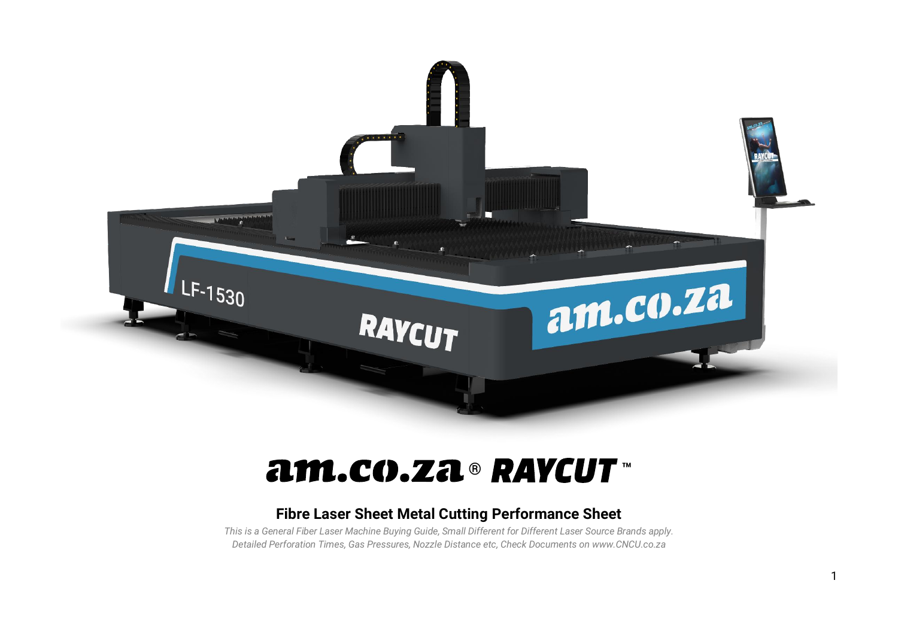# am.co.za® RAYCUT™

## Fibre Laser Sheet Metal Cutting Performance Sheet

*This is a General Fiber Laser Machine Buying Guide, Small Different for Different Laser Source Brands apply.*
*Detailed Perforation Times, Gas Pressures, Nozzle Distance etc, Check Documents on www.CNCU.co.za*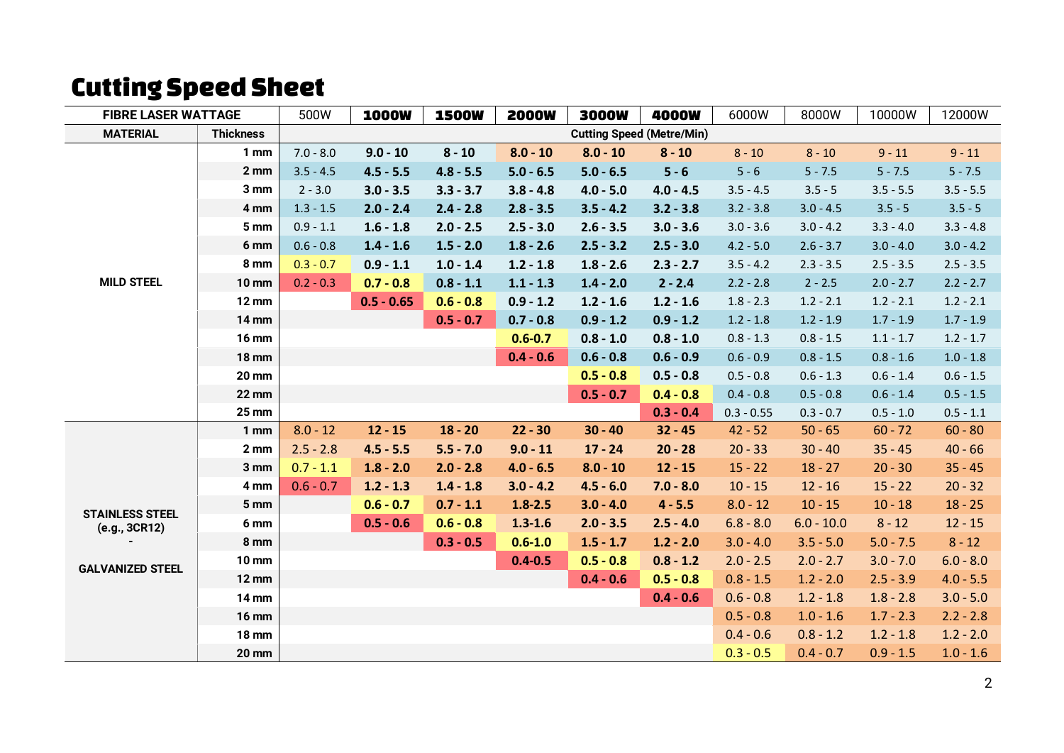# Cutting Speed Sheet

| FIBRE LASER WATTAGE | | 500W | 1000W | 1500W | 2000W | 3000W | 4000W | 6000W | 8000W | 10000W | 12000W |
|---|---|---|---|---|---|---|---|---|---|---|---|
| **MATERIAL** | **Thickness** | **Cutting Speed (Metre/Min)** | | | | | | | | | |
| MILD STEEL | 1 mm | 7.0 - 8.0 | 9.0 - 10 | 8 - 10 | 8.0 - 10 | 8.0 - 10 | 8 - 10 | 8 - 10 | 8 - 10 | 9 - 11 | 9 - 11 |
| | 2 mm | 3.5 - 4.5 | 4.5 - 5.5 | 4.8 - 5.5 | 5.0 - 6.5 | 5.0 - 6.5 | 5 - 6 | 5 - 6 | 5 - 7.5 | 5 - 7.5 | 5 - 7.5 |
| | 3 mm | 2 - 3.0 | 3.0 - 3.5 | 3.3 - 3.7 | 3.8 - 4.8 | 4.0 - 5.0 | 4.0 - 4.5 | 3.5 - 4.5 | 3.5 - 5 | 3.5 - 5.5 | 3.5 - 5.5 |
| | 4 mm | 1.3 - 1.5 | 2.0 - 2.4 | 2.4 - 2.8 | 2.8 - 3.5 | 3.5 - 4.2 | 3.2 - 3.8 | 3.2 - 3.8 | 3.0 - 4.5 | 3.5 - 5 | 3.5 - 5 |
| | 5 mm | 0.9 - 1.1 | 1.6 - 1.8 | 2.0 - 2.5 | 2.5 - 3.0 | 2.6 - 3.5 | 3.0 - 3.6 | 3.0 - 3.6 | 3.0 - 4.2 | 3.3 - 4.0 | 3.3 - 4.8 |
| | 6 mm | 0.6 - 0.8 | 1.4 - 1.6 | 1.5 - 2.0 | 1.8 - 2.6 | 2.5 - 3.2 | 2.5 - 3.0 | 4.2 - 5.0 | 2.6 - 3.7 | 3.0 - 4.0 | 3.0 - 4.2 |
| | 8 mm | 0.3 - 0.7 | 0.9 - 1.1 | 1.0 - 1.4 | 1.2 - 1.8 | 1.8 - 2.6 | 2.3 - 2.7 | 3.5 - 4.2 | 2.3 - 3.5 | 2.5 - 3.5 | 2.5 - 3.5 |
| | 10 mm | 0.2 - 0.3 | 0.7 - 0.8 | 0.8 - 1.1 | 1.1 - 1.3 | 1.4 - 2.0 | 2 - 2.4 | 2.2 - 2.8 | 2 - 2.5 | 2.0 - 2.7 | 2.2 - 2.7 |
| | 12 mm | | 0.5 - 0.65 | 0.6 - 0.8 | 0.9 - 1.2 | 1.2 - 1.6 | 1.2 - 1.6 | 1.8 - 2.3 | 1.2 - 2.1 | 1.2 - 2.1 | 1.2 - 2.1 |
| | 14 mm | | | 0.5 - 0.7 | 0.7 - 0.8 | 0.9 - 1.2 | 0.9 - 1.2 | 1.2 - 1.8 | 1.2 - 1.9 | 1.7 - 1.9 | 1.7 - 1.9 |
| | 16 mm | | | | 0.6-0.7 | 0.8 - 1.0 | 0.8 - 1.0 | 0.8 - 1.3 | 0.8 - 1.5 | 1.1 - 1.7 | 1.2 - 1.7 |
| | 18 mm | | | | 0.4 - 0.6 | 0.6 - 0.8 | 0.6 - 0.9 | 0.6 - 0.9 | 0.8 - 1.5 | 0.8 - 1.6 | 1.0 - 1.8 |
| | 20 mm | | | | | 0.5 - 0.8 | 0.5 - 0.8 | 0.5 - 0.8 | 0.6 - 1.3 | 0.6 - 1.4 | 0.6 - 1.5 |
| | 22 mm | | | | | 0.5 - 0.7 | 0.4 - 0.8 | 0.4 - 0.8 | 0.5 - 0.8 | 0.6 - 1.4 | 0.5 - 1.5 |
| | 25 mm | | | | | | 0.3 - 0.4 | 0.3 - 0.55 | 0.3 - 0.7 | 0.5 - 1.0 | 0.5 - 1.1 |
| STAINLESS STEEL (e.g., 3CR12) - GALVANIZED STEEL | 1 mm | 8.0 - 12 | 12 - 15 | 18 - 20 | 22 - 30 | 30 - 40 | 32 - 45 | 42 - 52 | 50 - 65 | 60 - 72 | 60 - 80 |
| | 2 mm | 2.5 - 2.8 | 4.5 - 5.5 | 5.5 - 7.0 | 9.0 - 11 | 17 - 24 | 20 - 28 | 20 - 33 | 30 - 40 | 35 - 45 | 40 - 66 |
| | 3 mm | 0.7 - 1.1 | 1.8 - 2.0 | 2.0 - 2.8 | 4.0 - 6.5 | 8.0 - 10 | 12 - 15 | 15 - 22 | 18 - 27 | 20 - 30 | 35 - 45 |
| | 4 mm | 0.6 - 0.7 | 1.2 - 1.3 | 1.4 - 1.8 | 3.0 - 4.2 | 4.5 - 6.0 | 7.0 - 8.0 | 10 - 15 | 12 - 16 | 15 - 22 | 20 - 32 |
| | 5 mm | | 0.6 - 0.7 | 0.7 - 1.1 | 1.8-2.5 | 3.0 - 4.0 | 4 - 5.5 | 8.0 - 12 | 10 - 15 | 10 - 18 | 18 - 25 |
| | 6 mm | | 0.5 - 0.6 | 0.6 - 0.8 | 1.3-1.6 | 2.0 - 3.5 | 2.5 - 4.0 | 6.8 - 8.0 | 6.0 - 10.0 | 8 - 12 | 12 - 15 |
| | 8 mm | | | 0.3 - 0.5 | 0.6-1.0 | 1.5 - 1.7 | 1.2 - 2.0 | 3.0 - 4.0 | 3.5 - 5.0 | 5.0 - 7.5 | 8 - 12 |
| | 10 mm | | | | 0.4-0.5 | 0.5 - 0.8 | 0.8 - 1.2 | 2.0 - 2.5 | 2.0 - 2.7 | 3.0 - 7.0 | 6.0 - 8.0 |
| | 12 mm | | | | | 0.4 - 0.6 | 0.5 - 0.8 | 0.8 - 1.5 | 1.2 - 2.0 | 2.5 - 3.9 | 4.0 - 5.5 |
| | 14 mm | | | | | | 0.4 - 0.6 | 0.6 - 0.8 | 1.2 - 1.8 | 1.8 - 2.8 | 3.0 - 5.0 |
| | 16 mm | | | | | | | 0.5 - 0.8 | 1.0 - 1.6 | 1.7 - 2.3 | 2.2 - 2.8 |
| | 18 mm | | | | | | | 0.4 - 0.6 | 0.8 - 1.2 | 1.2 - 1.8 | 1.2 - 2.0 |
| | 20 mm | | | | | | | 0.3 - 0.5 | 0.4 - 0.7 | 0.9 - 1.5 | 1.0 - 1.6 |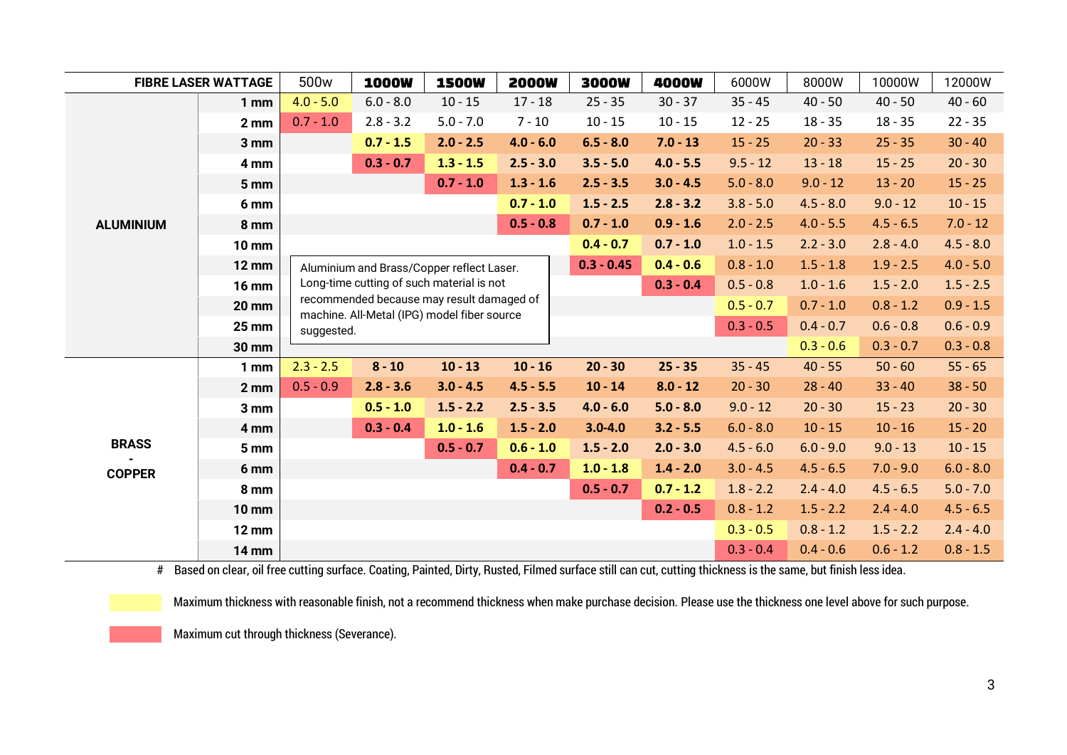| FIBRE LASER WATTAGE | | 500w | 1000W | 1500W | 2000W | 3000W | 4000W | 6000W | 8000W | 10000W | 12000W |
|---|---|---|---|---|---|---|---|---|---|---|---|
| ALUMINIUM | 1 mm | 4.0 - 5.0 | 6.0 - 8.0 | 10 - 15 | 17 - 18 | 25 - 35 | 30 - 37 | 35 - 45 | 40 - 50 | 40 - 50 | 40 - 60 |
| | 2 mm | 0.7 - 1.0 | 2.8 - 3.2 | 5.0 - 7.0 | 7 - 10 | 10 - 15 | 10 - 15 | 12 - 25 | 18 - 35 | 18 - 35 | 22 - 35 |
| | 3 mm | | **0.7 - 1.5** | **2.0 - 2.5** | **4.0 - 6.0** | **6.5 - 8.0** | **7.0 - 13** | 15 - 25 | 20 - 33 | 25 - 35 | 30 - 40 |
| | 4 mm | | **0.3 - 0.7** | **1.3 - 1.5** | **2.5 - 3.0** | **3.5 - 5.0** | **4.0 - 5.5** | 9.5 - 12 | 13 - 18 | 15 - 25 | 20 - 30 |
| | 5 mm | | | **0.7 - 1.0** | **1.3 - 1.6** | **2.5 - 3.5** | **3.0 - 4.5** | 5.0 - 8.0 | 9.0 - 12 | 13 - 20 | 15 - 25 |
| | 6 mm | | | | **0.7 - 1.0** | **1.5 - 2.5** | **2.8 - 3.2** | 3.8 - 5.0 | 4.5 - 8.0 | 9.0 - 12 | 10 - 15 |
| | 8 mm | | | | **0.5 - 0.8** | **0.7 - 1.0** | **0.9 - 1.6** | 2.0 - 2.5 | 4.0 - 5.5 | 4.5 - 6.5 | 7.0 - 12 |
| | 10 mm | | | | | **0.4 - 0.7** | **0.7 - 1.0** | 1.0 - 1.5 | 2.2 - 3.0 | 2.8 - 4.0 | 4.5 - 8.0 |
| | 12 mm | | | | | **0.3 - 0.45** | **0.4 - 0.6** | 0.8 - 1.0 | 1.5 - 1.8 | 1.9 - 2.5 | 4.0 - 5.0 |
| | 16 mm | | | | | | **0.3 - 0.4** | 0.5 - 0.8 | 1.0 - 1.6 | 1.5 - 2.0 | 1.5 - 2.5 |
| | 20 mm | | | | | | | 0.5 - 0.7 | 0.7 - 1.0 | 0.8 - 1.2 | 0.9 - 1.5 |
| | 25 mm | | | | | | | 0.3 - 0.5 | 0.4 - 0.7 | 0.6 - 0.8 | 0.6 - 0.9 |
| | 30 mm | | | | | | | | 0.3 - 0.6 | 0.3 - 0.7 | 0.3 - 0.8 |
| BRASS - COPPER | 1 mm | 2.3 - 2.5 | **8 - 10** | **10 - 13** | **10 - 16** | **20 - 30** | **25 - 35** | 35 - 45 | 40 - 55 | 50 - 60 | 55 - 65 |
| | 2 mm | 0.5 - 0.9 | **2.8 - 3.6** | **3.0 - 4.5** | **4.5 - 5.5** | **10 - 14** | **8.0 - 12** | 20 - 30 | 28 - 40 | 33 - 40 | 38 - 50 |
| | 3 mm | | **0.5 - 1.0** | **1.5 - 2.2** | **2.5 - 3.5** | **4.0 - 6.0** | **5.0 - 8.0** | 9.0 - 12 | 20 - 30 | 15 - 23 | 20 - 30 |
| | 4 mm | | **0.3 - 0.4** | **1.0 - 1.6** | **1.5 - 2.0** | **3.0-4.0** | **3.2 - 5.5** | 6.0 - 8.0 | 10 - 15 | 10 - 16 | 15 - 20 |
| | 5 mm | | | **0.5 - 0.7** | **0.6 - 1.0** | **1.5 - 2.0** | **2.0 - 3.0** | 4.5 - 6.0 | 6.0 - 9.0 | 9.0 - 13 | 10 - 15 |
| | 6 mm | | | | **0.4 - 0.7** | **1.0 - 1.8** | **1.4 - 2.0** | 3.0 - 4.5 | 4.5 - 6.5 | 7.0 - 9.0 | 6.0 - 8.0 |
| | 8 mm | | | | | **0.5 - 0.7** | **0.7 - 1.2** | 1.8 - 2.2 | 2.4 - 4.0 | 4.5 - 6.5 | 5.0 - 7.0 |
| | 10 mm | | | | | | **0.2 - 0.5** | 0.8 - 1.2 | 1.5 - 2.2 | 2.4 - 4.0 | 4.5 - 6.5 |
| | 12 mm | | | | | | | 0.3 - 0.5 | 0.8 - 1.2 | 1.5 - 2.2 | 2.4 - 4.0 |
| | 14 mm | | | | | | | 0.3 - 0.4 | 0.4 - 0.6 | 0.6 - 1.2 | 0.8 - 1.5 |

Aluminium and Brass/Copper reflect Laser. Long-time cutting of such material is not recommended because may result damaged of machine. All-Metal (IPG) model fiber source suggested.

# Based on clear, oil free cutting surface. Coating, Painted, Dirty, Rusted, Filmed surface still can cut, cutting thickness is the same, but finish less idea.

(Yellow) Maximum thickness with reasonable finish, not a recommend thickness when make purchase decision. Please use the thickness one level above for such purpose.

(Red) Maximum cut through thickness (Severance).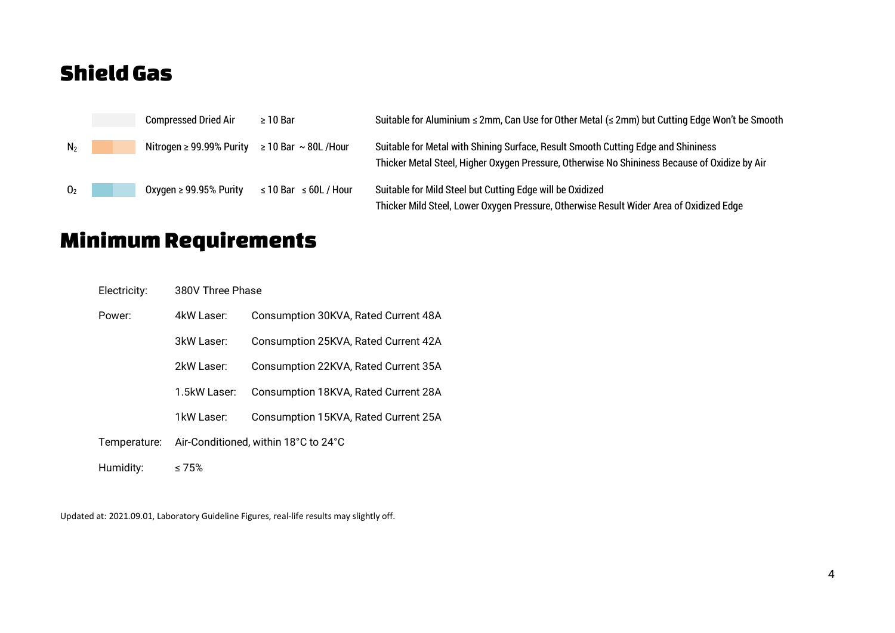## Shield Gas

| | | | | |
|---|---|---|---|---|
| | Compressed Dried Air | ≥ 10 Bar | | Suitable for Aluminium ≤ 2mm, Can Use for Other Metal (≤ 2mm) but Cutting Edge Won't be Smooth |
| $N_2$ | Nitrogen ≥ 99.99% Purity | ≥ 10 Bar | ~ 80L /Hour | Suitable for Metal with Shining Surface, Result Smooth Cutting Edge and Shininess<br>Thicker Metal Steel, Higher Oxygen Pressure, Otherwise No Shininess Because of Oxidize by Air |
| $O_2$ | Oxygen ≥ 99.95% Purity | ≤ 10 Bar | ≤ 60L / Hour | Suitable for Mild Steel but Cutting Edge will be Oxidized<br>Thicker Mild Steel, Lower Oxygen Pressure, Otherwise Result Wider Area of Oxidized Edge |

## Minimum Requirements

| | | |
|---|---|---|
| Electricity: | 380V Three Phase | |
| Power: | 4kW Laser: | Consumption 30KVA, Rated Current 48A |
| | 3kW Laser: | Consumption 25KVA, Rated Current 42A |
| | 2kW Laser: | Consumption 22KVA, Rated Current 35A |
| | 1.5kW Laser: | Consumption 18KVA, Rated Current 28A |
| | 1kW Laser: | Consumption 15KVA, Rated Current 25A |
| Temperature: | Air-Conditioned, within 18°C to 24°C | |
| Humidity: | ≤ 75% | |

Updated at: 2021.09.01, Laboratory Guideline Figures, real-life results may slightly off.